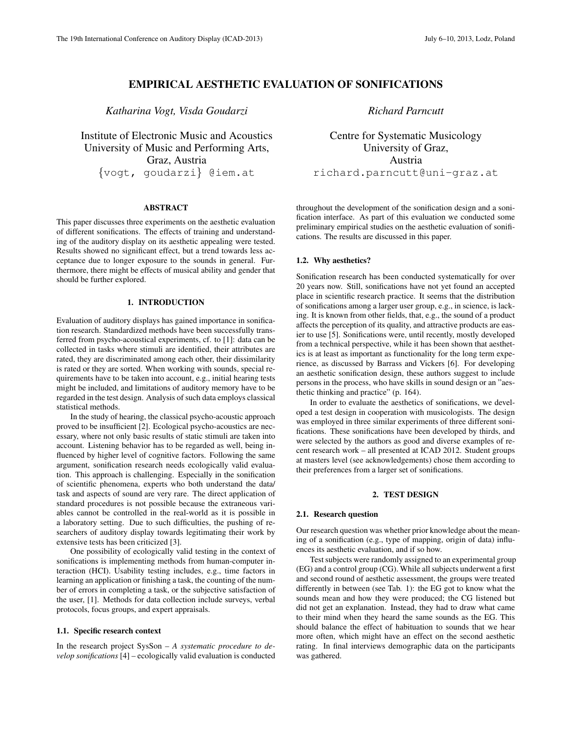# EMPIRICAL AESTHETIC EVALUATION OF SONIFICATIONS

*Katharina Vogt, Visda Goudarzi*

Institute of Electronic Music and Acoustics
University of Music and Performing Arts,
Graz, Austria
{vogt, goudarzi} @iem.at

*Richard Parncutt*

Centre for Systematic Musicology
University of Graz,
Austria
richard.parncutt@uni-graz.at

## ABSTRACT

This paper discusses three experiments on the aesthetic evaluation of different sonifications. The effects of training and understanding of the auditory display on its aesthetic appealing were tested. Results showed no significant effect, but a trend towards less acceptance due to longer exposure to the sounds in general. Furthermore, there might be effects of musical ability and gender that should be further explored.

## 1. INTRODUCTION

Evaluation of auditory displays has gained importance in sonification research. Standardized methods have been successfully transferred from psycho-acoustical experiments, cf. to [1]: data can be collected in tasks where stimuli are identified, their attributes are rated, they are discriminated among each other, their dissimilarity is rated or they are sorted. When working with sounds, special requirements have to be taken into account, e.g., initial hearing tests might be included, and limitations of auditory memory have to be regarded in the test design. Analysis of such data employs classical statistical methods.

In the study of hearing, the classical psycho-acoustic approach proved to be insufficient [2]. Ecological psycho-acoustics are necessary, where not only basic results of static stimuli are taken into account. Listening behavior has to be regarded as well, being influenced by higher level of cognitive factors. Following the same argument, sonification research needs ecologically valid evaluation. This approach is challenging. Especially in the sonification of scientific phenomena, experts who both understand the data/ task and aspects of sound are very rare. The direct application of standard procedures is not possible because the extraneous variables cannot be controlled in the real-world as it is possible in a laboratory setting. Due to such difficulties, the pushing of researchers of auditory display towards legitimating their work by extensive tests has been criticized [3].

One possibility of ecologically valid testing in the context of sonifications is implementing methods from human-computer interaction (HCI). Usability testing includes, e.g., time factors in learning an application or finishing a task, the counting of the number of errors in completing a task, or the subjective satisfaction of the user, [1]. Methods for data collection include surveys, verbal protocols, focus groups, and expert appraisals.

### 1.1. Specific research context

In the research project SysSon – *A systematic procedure to develop sonifications* [4] – ecologically valid evaluation is conducted throughout the development of the sonification design and a sonification interface. As part of this evaluation we conducted some preliminary empirical studies on the aesthetic evaluation of sonifications. The results are discussed in this paper.

### 1.2. Why aesthetics?

Sonification research has been conducted systematically for over 20 years now. Still, sonifications have not yet found an accepted place in scientific research practice. It seems that the distribution of sonifications among a larger user group, e.g., in science, is lacking. It is known from other fields, that, e.g., the sound of a product affects the perception of its quality, and attractive products are easier to use [5]. Sonifications were, until recently, mostly developed from a technical perspective, while it has been shown that aesthetics is at least as important as functionality for the long term experience, as discussed by Barrass and Vickers [6]. For developing an aesthetic sonification design, these authors suggest to include persons in the process, who have skills in sound design or an "aesthetic thinking and practice" (p. 164).

In order to evaluate the aesthetics of sonifications, we developed a test design in cooperation with musicologists. The design was employed in three similar experiments of three different sonifications. These sonifications have been developed by thirds, and were selected by the authors as good and diverse examples of recent research work – all presented at ICAD 2012. Student groups at masters level (see acknowledgements) chose them according to their preferences from a larger set of sonifications.

## 2. TEST DESIGN

### 2.1. Research question

Our research question was whether prior knowledge about the meaning of a sonification (e.g., type of mapping, origin of data) influences its aesthetic evaluation, and if so how.

Test subjects were randomly assigned to an experimental group (EG) and a control group (CG). While all subjects underwent a first and second round of aesthetic assessment, the groups were treated differently in between (see Tab. 1): the EG got to know what the sounds mean and how they were produced; the CG listened but did not get an explanation. Instead, they had to draw what came to their mind when they heard the same sounds as the EG. This should balance the effect of habituation to sounds that we hear more often, which might have an effect on the second aesthetic rating. In final interviews demographic data on the participants was gathered.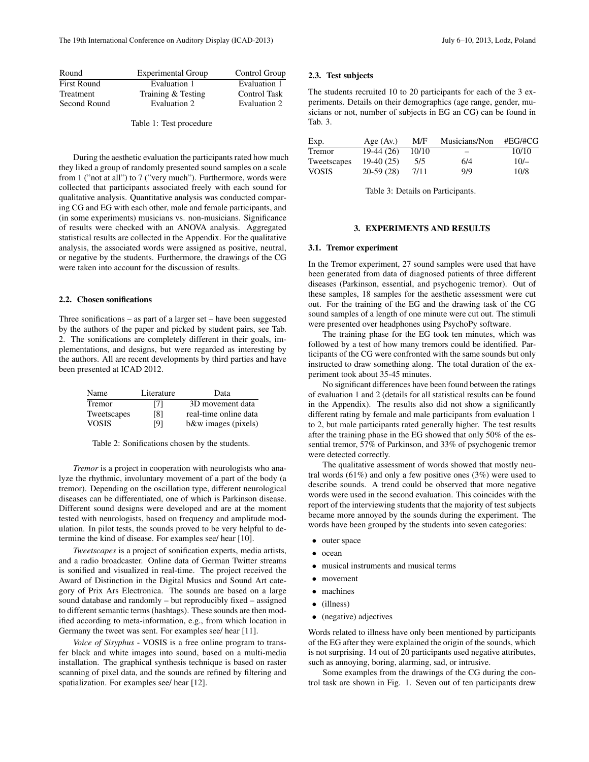| Round | Experimental Group | Control Group |
|---|---|---|
| First Round | Evaluation 1 | Evaluation 1 |
| Treatment | Training & Testing | Control Task |
| Second Round | Evaluation 2 | Evaluation 2 |

Table 1: Test procedure

During the aesthetic evaluation the participants rated how much they liked a group of randomly presented sound samples on a scale from 1 ("not at all") to 7 ("very much"). Furthermore, words were collected that participants associated freely with each sound for qualitative analysis. Quantitative analysis was conducted comparing CG and EG with each other, male and female participants, and (in some experiments) musicians vs. non-musicians. Significance of results were checked with an ANOVA analysis. Aggregated statistical results are collected in the Appendix. For the qualitative analysis, the associated words were assigned as positive, neutral, or negative by the students. Furthermore, the drawings of the CG were taken into account for the discussion of results.

### 2.2. Chosen sonifications

Three sonifications – as part of a larger set – have been suggested by the authors of the paper and picked by student pairs, see Tab. 2. The sonifications are completely different in their goals, implementations, and designs, but were regarded as interesting by the authors. All are recent developments by third parties and have been presented at ICAD 2012.

| Name | Literature | Data |
|---|---|---|
| Tremor | [7] | 3D movement data |
| Tweetscapes | [8] | real-time online data |
| VOSIS | [9] | b&w images (pixels) |

Table 2: Sonifications chosen by the students.

*Tremor* is a project in cooperation with neurologists who analyze the rhythmic, involuntary movement of a part of the body (a tremor). Depending on the oscillation type, different neurological diseases can be differentiated, one of which is Parkinson disease. Different sound designs were developed and are at the moment tested with neurologists, based on frequency and amplitude modulation. In pilot tests, the sounds proved to be very helpful to determine the kind of disease. For examples see/ hear [10].

*Tweetscapes* is a project of sonification experts, media artists, and a radio broadcaster. Online data of German Twitter streams is sonified and visualized in real-time. The project received the Award of Distinction in the Digital Musics and Sound Art category of Prix Ars Electronica. The sounds are based on a large sound database and randomly – but reproducibly fixed – assigned to different semantic terms (hashtags). These sounds are then modified according to meta-information, e.g., from which location in Germany the tweet was sent. For examples see/ hear [11].

*Voice of Sisyphus* - VOSIS is a free online program to transfer black and white images into sound, based on a multi-media installation. The graphical synthesis technique is based on raster scanning of pixel data, and the sounds are refined by filtering and spatialization. For examples see/ hear [12].

### 2.3. Test subjects

The students recruited 10 to 20 participants for each of the 3 experiments. Details on their demographics (age range, gender, musicians or not, number of subjects in EG an CG) can be found in Tab. 3.

| Exp. | Age (Av.) | M/F | Musicians/Non | #EG/#CG |
|---|---|---|---|---|
| Tremor | 19-44 (26) | 10/10 | – | 10/10 |
| Tweetscapes | 19-40 (25) | 5/5 | 6/4 | 10/– |
| VOSIS | 20-59 (28) | 7/11 | 9/9 | 10/8 |

Table 3: Details on Participants.

## 3. EXPERIMENTS AND RESULTS

### 3.1. Tremor experiment

In the Tremor experiment, 27 sound samples were used that have been generated from data of diagnosed patients of three different diseases (Parkinson, essential, and psychogenic tremor). Out of these samples, 18 samples for the aesthetic assessment were cut out. For the training of the EG and the drawing task of the CG sound samples of a length of one minute were cut out. The stimuli were presented over headphones using PsychoPy software.

The training phase for the EG took ten minutes, which was followed by a test of how many tremors could be identified. Participants of the CG were confronted with the same sounds but only instructed to draw something along. The total duration of the experiment took about 35-45 minutes.

No significant differences have been found between the ratings of evaluation 1 and 2 (details for all statistical results can be found in the Appendix). The results also did not show a significantly different rating by female and male participants from evaluation 1 to 2, but male participants rated generally higher. The test results after the training phase in the EG showed that only 50% of the essential tremor, 57% of Parkinson, and 33% of psychogenic tremor were detected correctly.

The qualitative assessment of words showed that mostly neutral words (61%) and only a few positive ones (3%) were used to describe sounds. A trend could be observed that more negative words were used in the second evaluation. This coincides with the report of the interviewing students that the majority of test subjects became more annoyed by the sounds during the experiment. The words have been grouped by the students into seven categories:

- outer space
- ocean
- musical instruments and musical terms
- movement
- machines
- (illness)
- (negative) adjectives

Words related to illness have only been mentioned by participants of the EG after they were explained the origin of the sounds, which is not surprising. 14 out of 20 participants used negative attributes, such as annoying, boring, alarming, sad, or intrusive.

Some examples from the drawings of the CG during the control task are shown in Fig. 1. Seven out of ten participants drew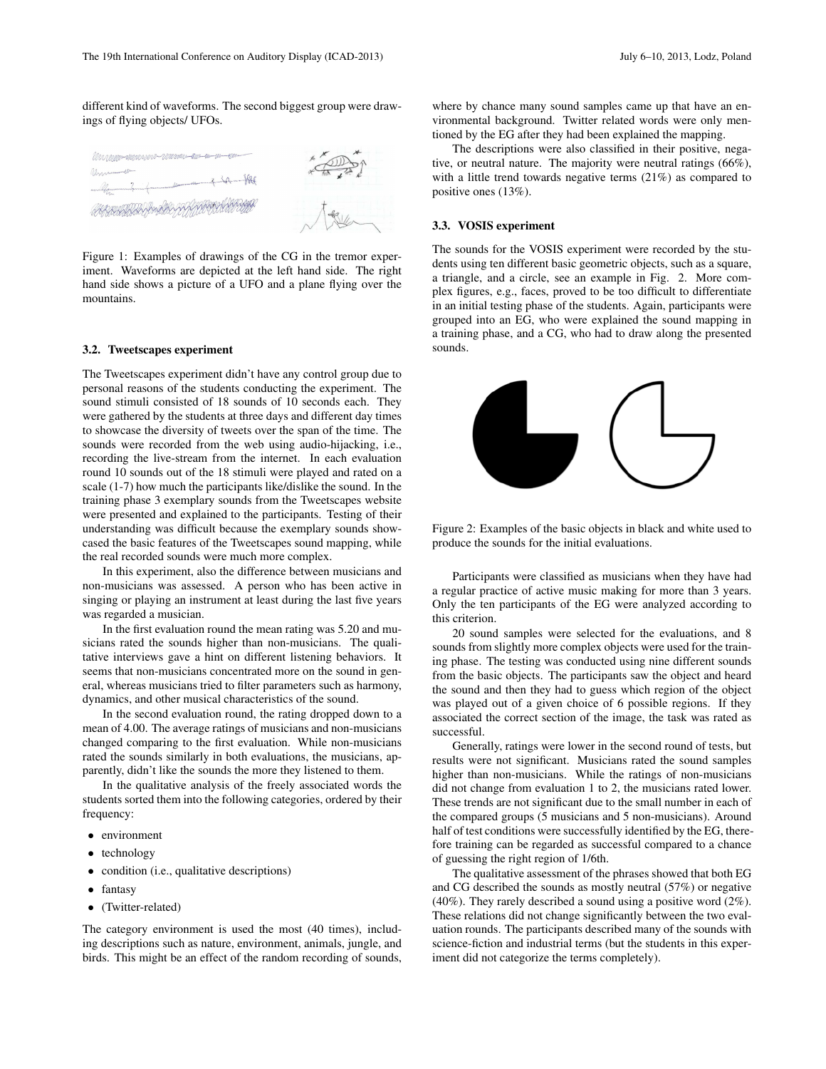different kind of waveforms. The second biggest group were drawings of flying objects/ UFOs.

Figure 1: Examples of drawings of the CG in the tremor experiment. Waveforms are depicted at the left hand side. The right hand side shows a picture of a UFO and a plane flying over the mountains.

### 3.2. Tweetscapes experiment

The Tweetscapes experiment didn't have any control group due to personal reasons of the students conducting the experiment. The sound stimuli consisted of 18 sounds of 10 seconds each. They were gathered by the students at three days and different day times to showcase the diversity of tweets over the span of the time. The sounds were recorded from the web using audio-hijacking, i.e., recording the live-stream from the internet. In each evaluation round 10 sounds out of the 18 stimuli were played and rated on a scale (1-7) how much the participants like/dislike the sound. In the training phase 3 exemplary sounds from the Tweetscapes website were presented and explained to the participants. Testing of their understanding was difficult because the exemplary sounds showcased the basic features of the Tweetscapes sound mapping, while the real recorded sounds were much more complex.

In this experiment, also the difference between musicians and non-musicians was assessed. A person who has been active in singing or playing an instrument at least during the last five years was regarded a musician.

In the first evaluation round the mean rating was 5.20 and musicians rated the sounds higher than non-musicians. The qualitative interviews gave a hint on different listening behaviors. It seems that non-musicians concentrated more on the sound in general, whereas musicians tried to filter parameters such as harmony, dynamics, and other musical characteristics of the sound.

In the second evaluation round, the rating dropped down to a mean of 4.00. The average ratings of musicians and non-musicians changed comparing to the first evaluation. While non-musicians rated the sounds similarly in both evaluations, the musicians, apparently, didn't like the sounds the more they listened to them.

In the qualitative analysis of the freely associated words the students sorted them into the following categories, ordered by their frequency:

- environment
- technology
- condition (i.e., qualitative descriptions)
- fantasy
- (Twitter-related)

The category environment is used the most (40 times), including descriptions such as nature, environment, animals, jungle, and birds. This might be an effect of the random recording of sounds, where by chance many sound samples came up that have an environmental background. Twitter related words were only mentioned by the EG after they had been explained the mapping.

The descriptions were also classified in their positive, negative, or neutral nature. The majority were neutral ratings (66%), with a little trend towards negative terms (21%) as compared to positive ones (13%).

### 3.3. VOSIS experiment

The sounds for the VOSIS experiment were recorded by the students using ten different basic geometric objects, such as a square, a triangle, and a circle, see an example in Fig. 2. More complex figures, e.g., faces, proved to be too difficult to differentiate in an initial testing phase of the students. Again, participants were grouped into an EG, who were explained the sound mapping in a training phase, and a CG, who had to draw along the presented sounds.

Figure 2: Examples of the basic objects in black and white used to produce the sounds for the initial evaluations.

Participants were classified as musicians when they have had a regular practice of active music making for more than 3 years. Only the ten participants of the EG were analyzed according to this criterion.

20 sound samples were selected for the evaluations, and 8 sounds from slightly more complex objects were used for the training phase. The testing was conducted using nine different sounds from the basic objects. The participants saw the object and heard the sound and then they had to guess which region of the object was played out of a given choice of 6 possible regions. If they associated the correct section of the image, the task was rated as successful.

Generally, ratings were lower in the second round of tests, but results were not significant. Musicians rated the sound samples higher than non-musicians. While the ratings of non-musicians did not change from evaluation 1 to 2, the musicians rated lower. These trends are not significant due to the small number in each of the compared groups (5 musicians and 5 non-musicians). Around half of test conditions were successfully identified by the EG, therefore training can be regarded as successful compared to a chance of guessing the right region of 1/6th.

The qualitative assessment of the phrases showed that both EG and CG described the sounds as mostly neutral (57%) or negative (40%). They rarely described a sound using a positive word (2%). These relations did not change significantly between the two evaluation rounds. The participants described many of the sounds with science-fiction and industrial terms (but the students in this experiment did not categorize the terms completely).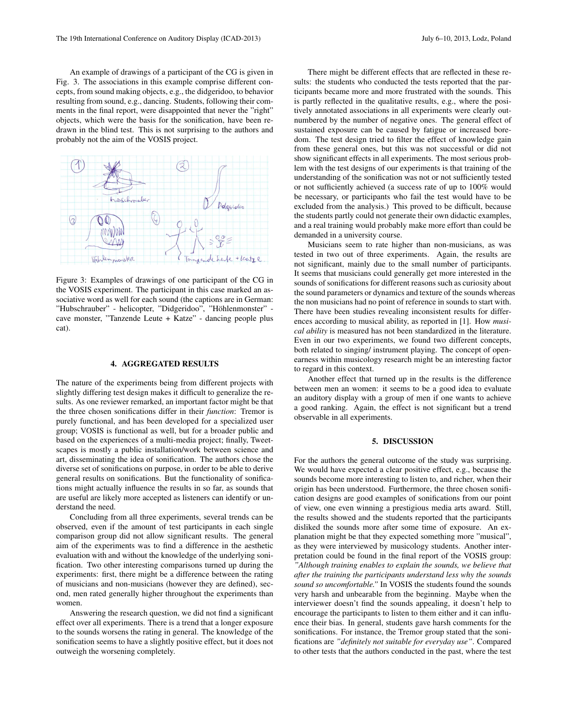An example of drawings of a participant of the CG is given in Fig. 3. The associations in this example comprise different concepts, from sound making objects, e.g., the didgeridoo, to behavior resulting from sound, e.g., dancing. Students, following their comments in the final report, were disappointed that never the "right" objects, which were the basis for the sonification, have been redrawn in the blind test. This is not surprising to the authors and probably not the aim of the VOSIS project.

Figure 3: Examples of drawings of one participant of the CG in the VOSIS experiment. The participant in this case marked an associative word as well for each sound (the captions are in German: "Hubschrauber" - helicopter, "Didgeridoo", "Höhlenmonster" - cave monster, "Tanzende Leute + Katze" - dancing people plus cat).

## 4. AGGREGATED RESULTS

The nature of the experiments being from different projects with slightly differing test design makes it difficult to generalize the results. As one reviewer remarked, an important factor might be that the three chosen sonifications differ in their *function*: Tremor is purely functional, and has been developed for a specialized user group; VOSIS is functional as well, but for a broader public and based on the experiences of a multi-media project; finally, Tweetscapes is mostly a public installation/work between science and art, disseminating the idea of sonification. The authors chose the diverse set of sonifications on purpose, in order to be able to derive general results on sonifications. But the functionality of sonifications might actually influence the results in so far, as sounds that are useful are likely more accepted as listeners can identify or understand the need.

Concluding from all three experiments, several trends can be observed, even if the amount of test participants in each single comparison group did not allow significant results. The general aim of the experiments was to find a difference in the aesthetic evaluation with and without the knowledge of the underlying sonification. Two other interesting comparisons turned up during the experiments: first, there might be a difference between the rating of musicians and non-musicians (however they are defined), second, men rated generally higher throughout the experiments than women.

Answering the research question, we did not find a significant effect over all experiments. There is a trend that a longer exposure to the sounds worsens the rating in general. The knowledge of the sonification seems to have a slightly positive effect, but it does not outweigh the worsening completely.

There might be different effects that are reflected in these results: the students who conducted the tests reported that the participants became more and more frustrated with the sounds. This is partly reflected in the qualitative results, e.g., where the positively annotated associations in all experiments were clearly outnumbered by the number of negative ones. The general effect of sustained exposure can be caused by fatigue or increased boredom. The test design tried to filter the effect of knowledge gain from these general ones, but this was not successful or did not show significant effects in all experiments. The most serious problem with the test designs of our experiments is that training of the understanding of the sonification was not or not sufficiently tested or not sufficiently achieved (a success rate of up to 100% would be necessary, or participants who fail the test would have to be excluded from the analysis.) This proved to be difficult, because the students partly could not generate their own didactic examples, and a real training would probably make more effort than could be demanded in a university course.

Musicians seem to rate higher than non-musicians, as was tested in two out of three experiments. Again, the results are not significant, mainly due to the small number of participants. It seems that musicians could generally get more interested in the sounds of sonifications for different reasons such as curiosity about the sound parameters or dynamics and texture of the sounds whereas the non musicians had no point of reference in sounds to start with. There have been studies revealing inconsistent results for differences according to musical ability, as reported in [1]. How *musical ability* is measured has not been standardized in the literature. Even in our two experiments, we found two different concepts, both related to singing/ instrument playing. The concept of openearness within musicology research might be an interesting factor to regard in this context.

Another effect that turned up in the results is the difference between men an women: it seems to be a good idea to evaluate an auditory display with a group of men if one wants to achieve a good ranking. Again, the effect is not significant but a trend observable in all experiments.

## 5. DISCUSSION

For the authors the general outcome of the study was surprising. We would have expected a clear positive effect, e.g., because the sounds become more interesting to listen to, and richer, when their origin has been understood. Furthermore, the three chosen sonification designs are good examples of sonifications from our point of view, one even winning a prestigious media arts award. Still, the results showed and the students reported that the participants disliked the sounds more after some time of exposure. An explanation might be that they expected something more "musical", as they were interviewed by musicology students. Another interpretation could be found in the final report of the VOSIS group: *"Although training enables to explain the sounds, we believe that after the training the participants understand less why the sounds sound so uncomfortable."* In VOSIS the students found the sounds very harsh and unbearable from the beginning. Maybe when the interviewer doesn't find the sounds appealing, it doesn't help to encourage the participants to listen to them either and it can influence their bias. In general, students gave harsh comments for the sonifications. For instance, the Tremor group stated that the sonifications are *"definitely not suitable for everyday use"*. Compared to other tests that the authors conducted in the past, where the test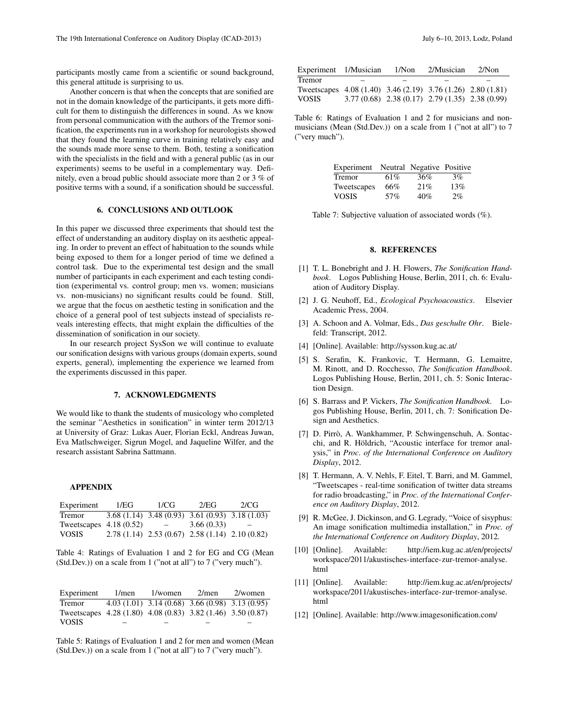participants mostly came from a scientific or sound background, this general attitude is surprising to us.

Another concern is that when the concepts that are sonified are not in the domain knowledge of the participants, it gets more difficult for them to distinguish the differences in sound. As we know from personal communication with the authors of the Tremor sonification, the experiments run in a workshop for neurologists showed that they found the learning curve in training relatively easy and the sounds made more sense to them. Both, testing a sonification with the specialists in the field and with a general public (as in our experiments) seems to be useful in a complementary way. Definitely, even a broad public should associate more than 2 or 3 % of positive terms with a sound, if a sonification should be successful.

## 6. CONCLUSIONS AND OUTLOOK

In this paper we discussed three experiments that should test the effect of understanding an auditory display on its aesthetic appealing. In order to prevent an effect of habituation to the sounds while being exposed to them for a longer period of time we defined a control task. Due to the experimental test design and the small number of participants in each experiment and each testing condition (experimental vs. control group; men vs. women; musicians vs. non-musicians) no significant results could be found. Still, we argue that the focus on aesthetic testing in sonification and the choice of a general pool of test subjects instead of specialists reveals interesting effects, that might explain the difficulties of the dissemination of sonification in our society.

In our research project SysSon we will continue to evaluate our sonification designs with various groups (domain experts, sound experts, general), implementing the experience we learned from the experiments discussed in this paper.

## 7. ACKNOWLEDGMENTS

We would like to thank the students of musicology who completed the seminar "Aesthetics in sonification" in winter term 2012/13 at University of Graz: Lukas Auer, Florian Eckl, Andreas Juwan, Eva Matlschweiger, Sigrun Mogel, and Jaqueline Wilfer, and the research assistant Sabrina Sattmann.

## APPENDIX

| Experiment | 1/EG | 1/CG | 2/EG | 2/CG |
|---|---|---|---|---|
| Tremor | 3.68 (1.14) | 3.48 (0.93) | 3.61 (0.93) | 3.18 (1.03) |
| Tweetscapes | 4.18 (0.52) | – | 3.66 (0.33) | – |
| VOSIS | 2.78 (1.14) | 2.53 (0.67) | 2.58 (1.14) | 2.10 (0.82) |

Table 4: Ratings of Evaluation 1 and 2 for EG and CG (Mean (Std.Dev.)) on a scale from 1 ("not at all") to 7 ("very much").

| Experiment | 1/men | 1/women | 2/men | 2/women |
|---|---|---|---|---|
| Tremor | 4.03 (1.01) | 3.14 (0.68) | 3.66 (0.98) | 3.13 (0.95) |
| Tweetscapes | 4.28 (1.80) | 4.08 (0.83) | 3.82 (1.46) | 3.50 (0.87) |
| VOSIS | – | – | – | – |

Table 5: Ratings of Evaluation 1 and 2 for men and women (Mean (Std.Dev.)) on a scale from 1 ("not at all") to 7 ("very much").

| Experiment | 1/Musician | 1/Non | 2/Musician | 2/Non |
|---|---|---|---|---|
| Tremor | – | – | – | – |
| Tweetscapes | 4.08 (1.40) | 3.46 (2.19) | 3.76 (1.26) | 2.80 (1.81) |
| VOSIS | 3.77 (0.68) | 2.38 (0.17) | 2.79 (1.35) | 2.38 (0.99) |

Table 6: Ratings of Evaluation 1 and 2 for musicians and non-musicians (Mean (Std.Dev.)) on a scale from 1 ("not at all") to 7 ("very much").

| Experiment | Neutral | Negative | Positive |
|---|---|---|---|
| Tremor | 61% | 36% | 3% |
| Tweetscapes | 66% | 21% | 13% |
| VOSIS | 57% | 40% | 2% |

Table 7: Subjective valuation of associated words (%).

## 8. REFERENCES

[1] T. L. Bonebright and J. H. Flowers, *The Sonification Handbook*. Logos Publishing House, Berlin, 2011, ch. 6: Evaluation of Auditory Display.

[2] J. G. Neuhoff, Ed., *Ecological Psychoacoustics*. Elsevier Academic Press, 2004.

[3] A. Schoon and A. Volmar, Eds., *Das geschulte Ohr*. Bielefeld: Transcript, 2012.

[4] [Online]. Available: http://sysson.kug.ac.at/

[5] S. Serafin, K. Frankovic, T. Hermann, G. Lemaitre, M. Rinott, and D. Rocchesso, *The Sonification Handbook*. Logos Publishing House, Berlin, 2011, ch. 5: Sonic Interaction Design.

[6] S. Barrass and P. Vickers, *The Sonification Handbook*. Logos Publishing House, Berlin, 2011, ch. 7: Sonification Design and Aesthetics.

[7] D. Pirrò, A. Wankhammer, P. Schwingenschuh, A. Sontacchi, and R. Höldrich, "Acoustic interface for tremor analysis," in *Proc. of the International Conference on Auditory Display*, 2012.

[8] T. Hermann, A. V. Nehls, F. Eitel, T. Barri, and M. Gammel, "Tweetscapes - real-time sonification of twitter data streams for radio broadcasting," in *Proc. of the International Conference on Auditory Display*, 2012.

[9] R. McGee, J. Dickinson, and G. Legrady, "Voice of sisyphus: An image sonification multimedia installation," in *Proc. of the International Conference on Auditory Display*, 2012.

[10] [Online]. Available: http://iem.kug.ac.at/en/projects/workspace/2011/akustisches-interface-zur-tremor-analyse.html

[11] [Online]. Available: http://iem.kug.ac.at/en/projects/workspace/2011/akustisches-interface-zur-tremor-analyse.html

[12] [Online]. Available: http://www.imagesonification.com/